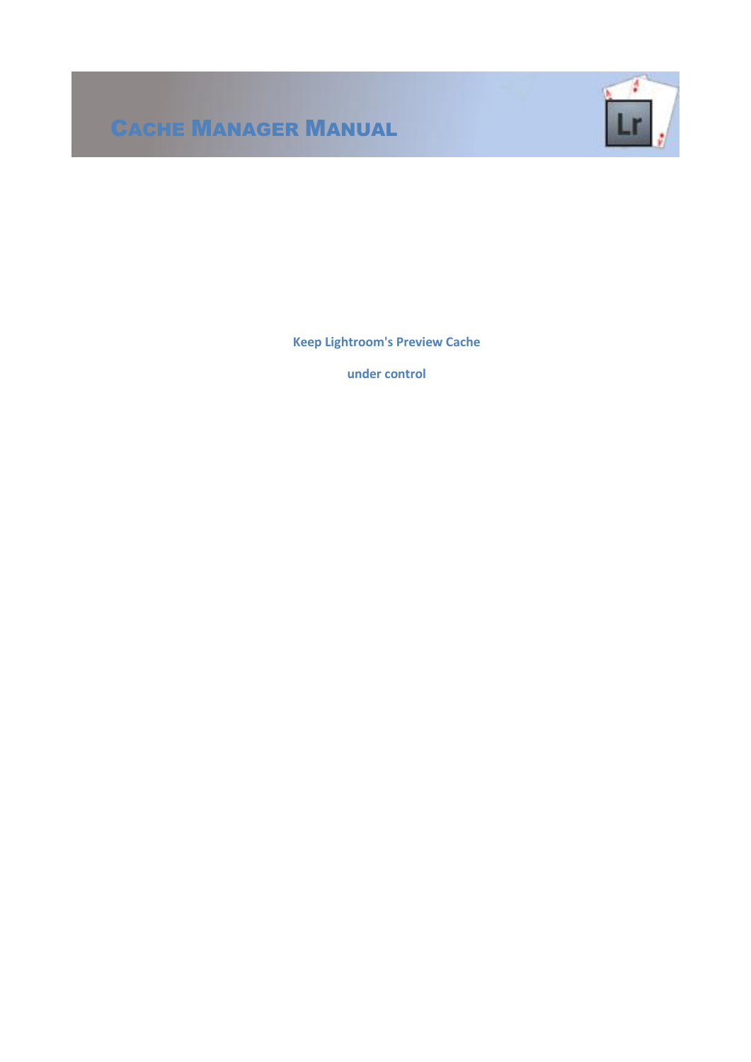# Cache Manager Manual

**Keep Lightroom's Preview Cache**

**under control**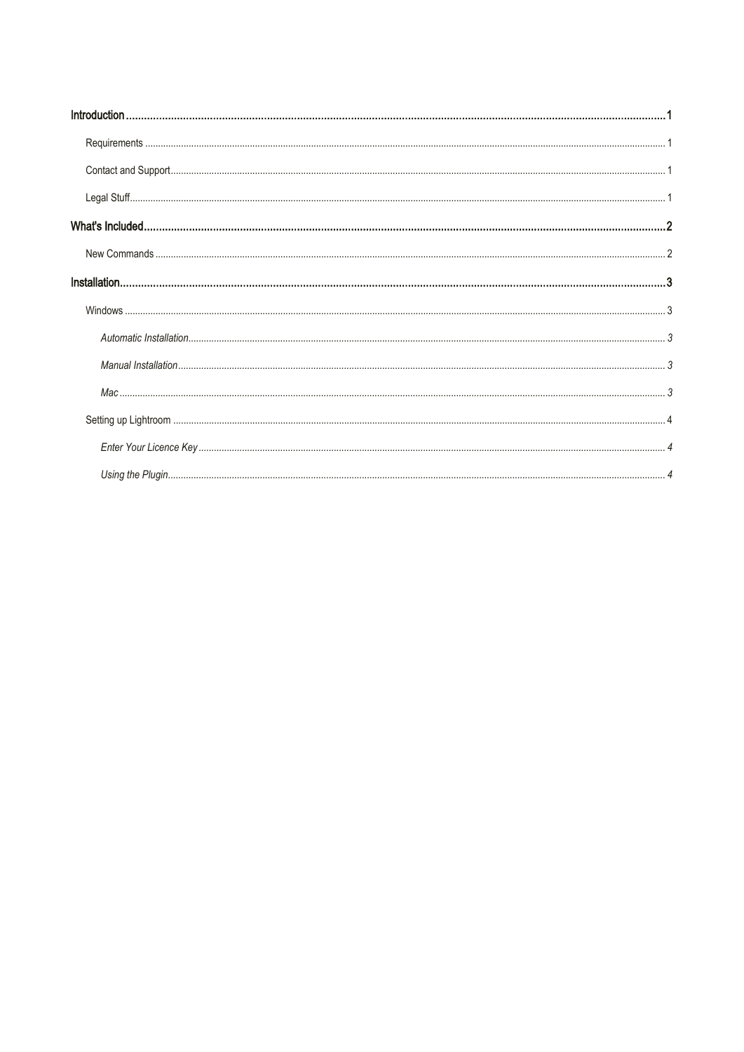Introduction ........................................................................................................................................................ 1

Requirements ........................................................................................................................................................ 1

Contact and Support ........................................................................................................................................................ 1

Legal Stuff ........................................................................................................................................................ 1

What's Included ........................................................................................................................................................ 2

New Commands ........................................................................................................................................................ 2

Installation ........................................................................................................................................................ 3

Windows ........................................................................................................................................................ 3

*Automatic Installation* ........................................................................................................................................................ *3*

*Manual Installation* ........................................................................................................................................................ *3*

*Mac* ........................................................................................................................................................ *3*

Setting up Lightroom ........................................................................................................................................................ 4

*Enter Your Licence Key* ........................................................................................................................................................ *4*

*Using the Plugin* ........................................................................................................................................................ *4*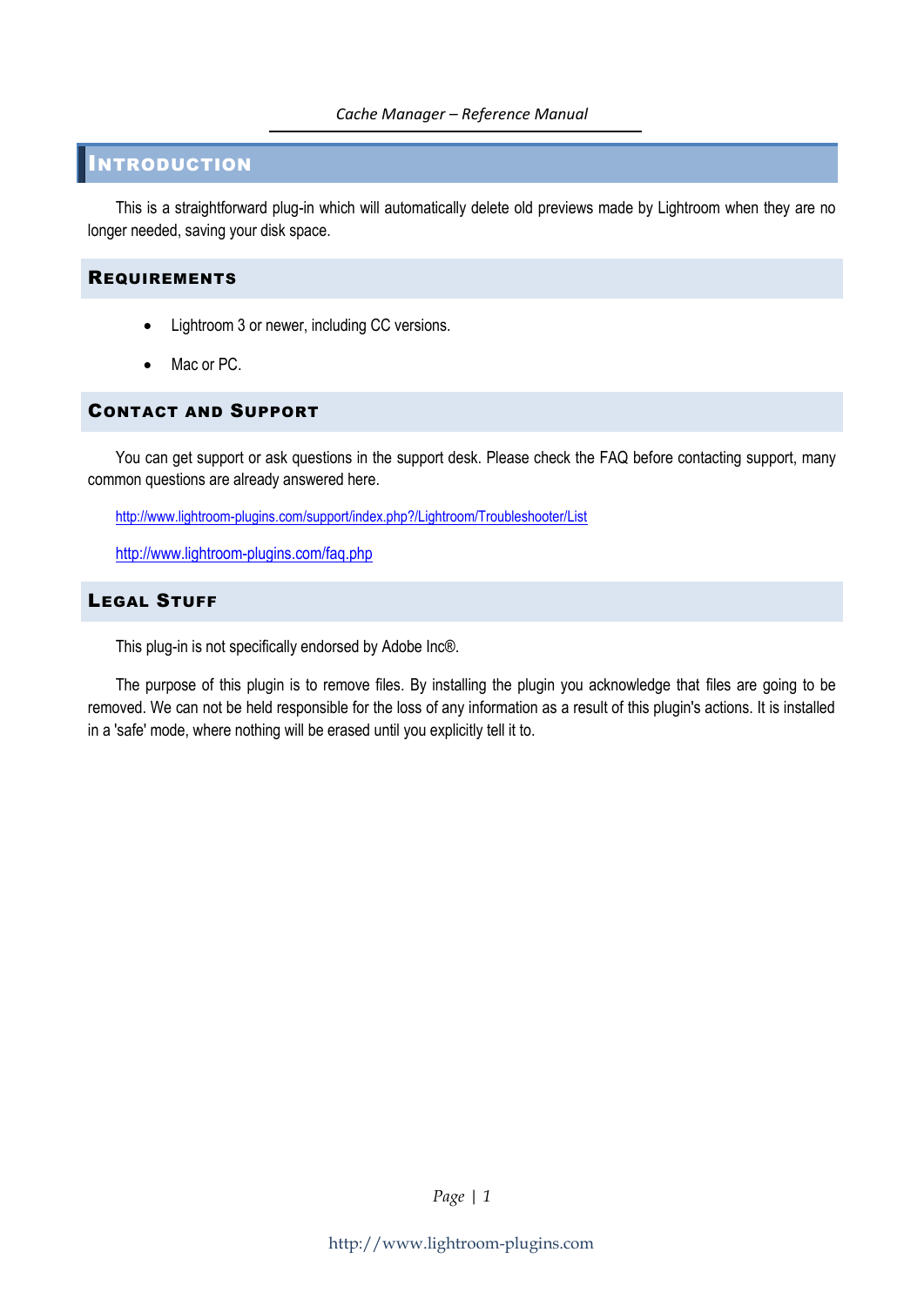# Introduction

This is a straightforward plug-in which will automatically delete old previews made by Lightroom when they are no longer needed, saving your disk space.

## Requirements

- Lightroom 3 or newer, including CC versions.
- Mac or PC.

## Contact and Support

You can get support or ask questions in the support desk. Please check the FAQ before contacting support, many common questions are already answered here.

http://www.lightroom-plugins.com/support/index.php?/Lightroom/Troubleshooter/List

http://www.lightroom-plugins.com/faq.php

## Legal Stuff

This plug-in is not specifically endorsed by Adobe Inc®.

The purpose of this plugin is to remove files. By installing the plugin you acknowledge that files are going to be removed. We can not be held responsible for the loss of any information as a result of this plugin's actions. It is installed in a 'safe' mode, where nothing will be erased until you explicitly tell it to.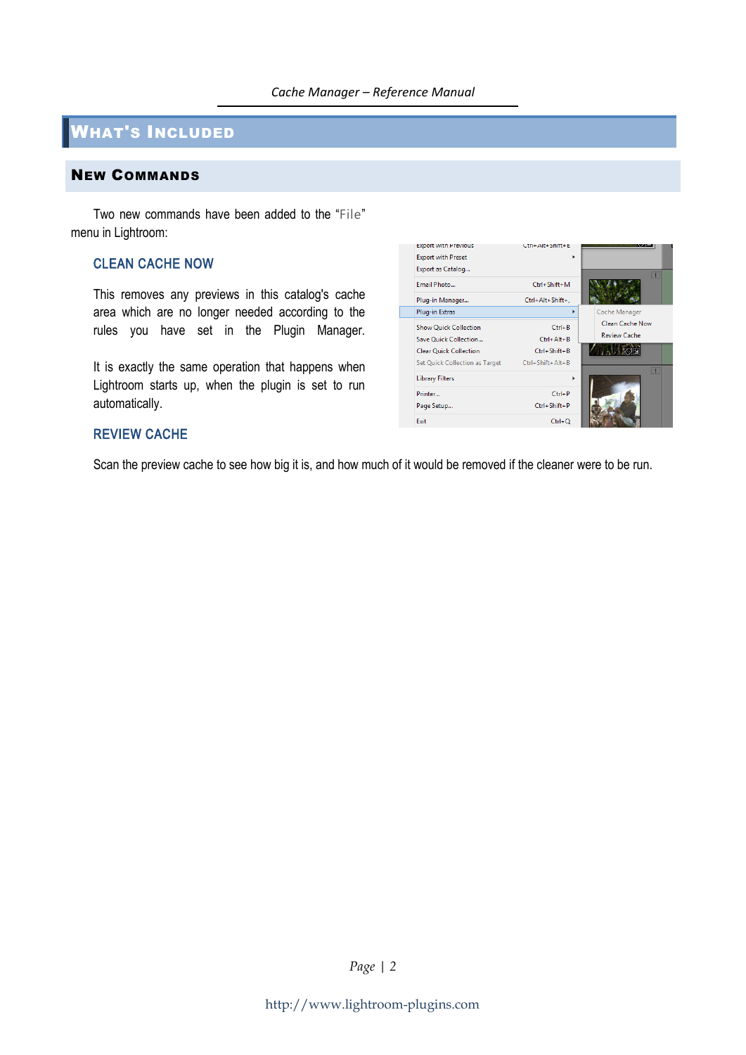# What's Included

## New Commands

Two new commands have been added to the "File" menu in Lightroom:

### CLEAN CACHE NOW

This removes any previews in this catalog's cache area which are no longer needed according to the rules you have set in the Plugin Manager.

It is exactly the same operation that happens when Lightroom starts up, when the plugin is set to run automatically.

### REVIEW CACHE

Scan the preview cache to see how big it is, and how much of it would be removed if the cleaner were to be run.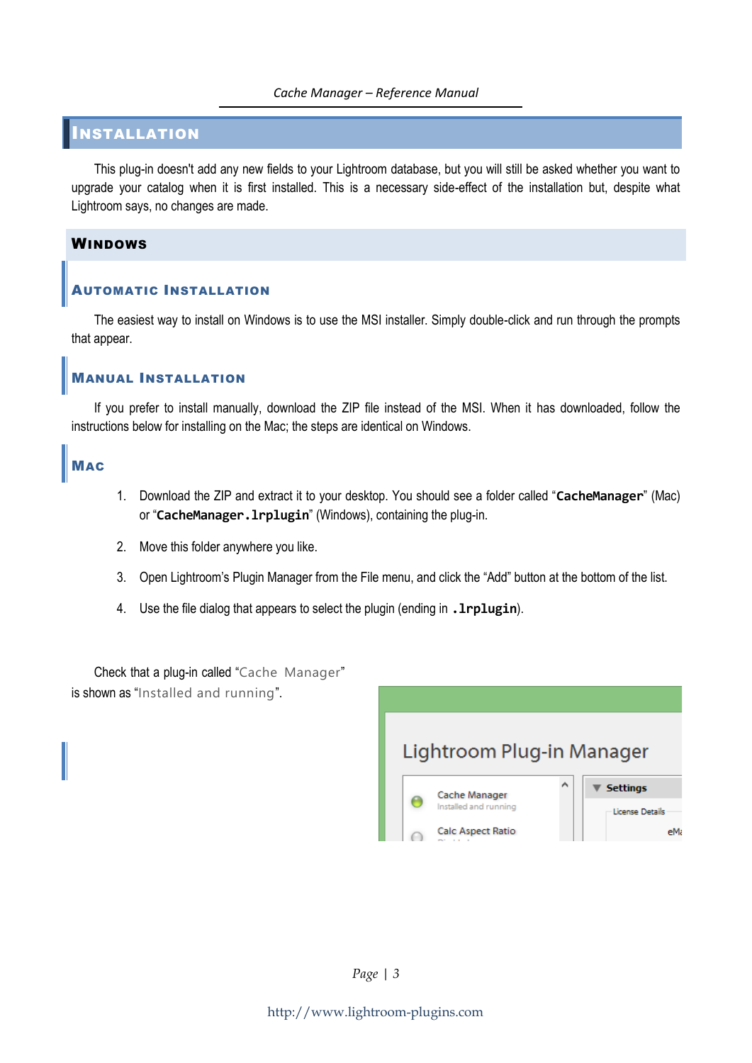# Installation

This plug-in doesn't add any new fields to your Lightroom database, but you will still be asked whether you want to upgrade your catalog when it is first installed. This is a necessary side-effect of the installation but, despite what Lightroom says, no changes are made.

## Windows

### Automatic Installation

The easiest way to install on Windows is to use the MSI installer. Simply double-click and run through the prompts that appear.

### Manual Installation

If you prefer to install manually, download the ZIP file instead of the MSI. When it has downloaded, follow the instructions below for installing on the Mac; the steps are identical on Windows.

### Mac

1. Download the ZIP and extract it to your desktop. You should see a folder called "**`CacheManager`**" (Mac) or "**`CacheManager.lrplugin`**" (Windows), containing the plug-in.
2. Move this folder anywhere you like.
3. Open Lightroom's Plugin Manager from the File menu, and click the "Add" button at the bottom of the list.
4. Use the file dialog that appears to select the plugin (ending in **`.lrplugin`**).

Check that a plug-in called "Cache Manager" is shown as "Installed and running".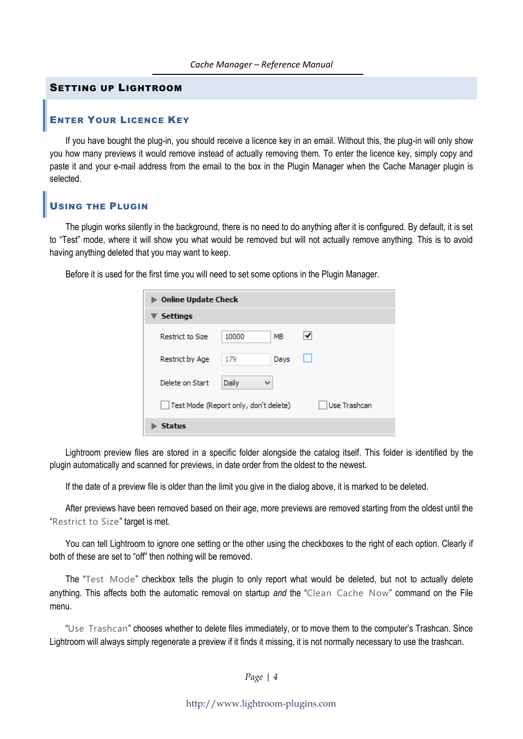# Setting up Lightroom

## Enter Your Licence Key

If you have bought the plug-in, you should receive a licence key in an email. Without this, the plug-in will only show you how many previews it would remove instead of actually removing them. To enter the licence key, simply copy and paste it and your e-mail address from the email to the box in the Plugin Manager when the Cache Manager plugin is selected.

## Using the Plugin

The plugin works silently in the background, there is no need to do anything after it is configured. By default, it is set to “Test” mode, where it will show you what would be removed but will not actually remove anything. This is to avoid having anything deleted that you may want to keep.

Before it is used for the first time you will need to set some options in the Plugin Manager.

Lightroom preview files are stored in a specific folder alongside the catalog itself. This folder is identified by the plugin automatically and scanned for previews, in date order from the oldest to the newest.

If the date of a preview file is older than the limit you give in the dialog above, it is marked to be deleted.

After previews have been removed based on their age, more previews are removed starting from the oldest until the “Restrict to Size” target is met.

You can tell Lightroom to ignore one setting or the other using the checkboxes to the right of each option. Clearly if both of these are set to “off” then nothing will be removed.

The “Test Mode” checkbox tells the plugin to only report what would be deleted, but not to actually delete anything. This affects both the automatic removal on startup *and* the “Clean Cache Now” command on the File menu.

“Use Trashcan” chooses whether to delete files immediately, or to move them to the computer’s Trashcan. Since Lightroom will always simply regenerate a preview if it finds it missing, it is not normally necessary to use the trashcan.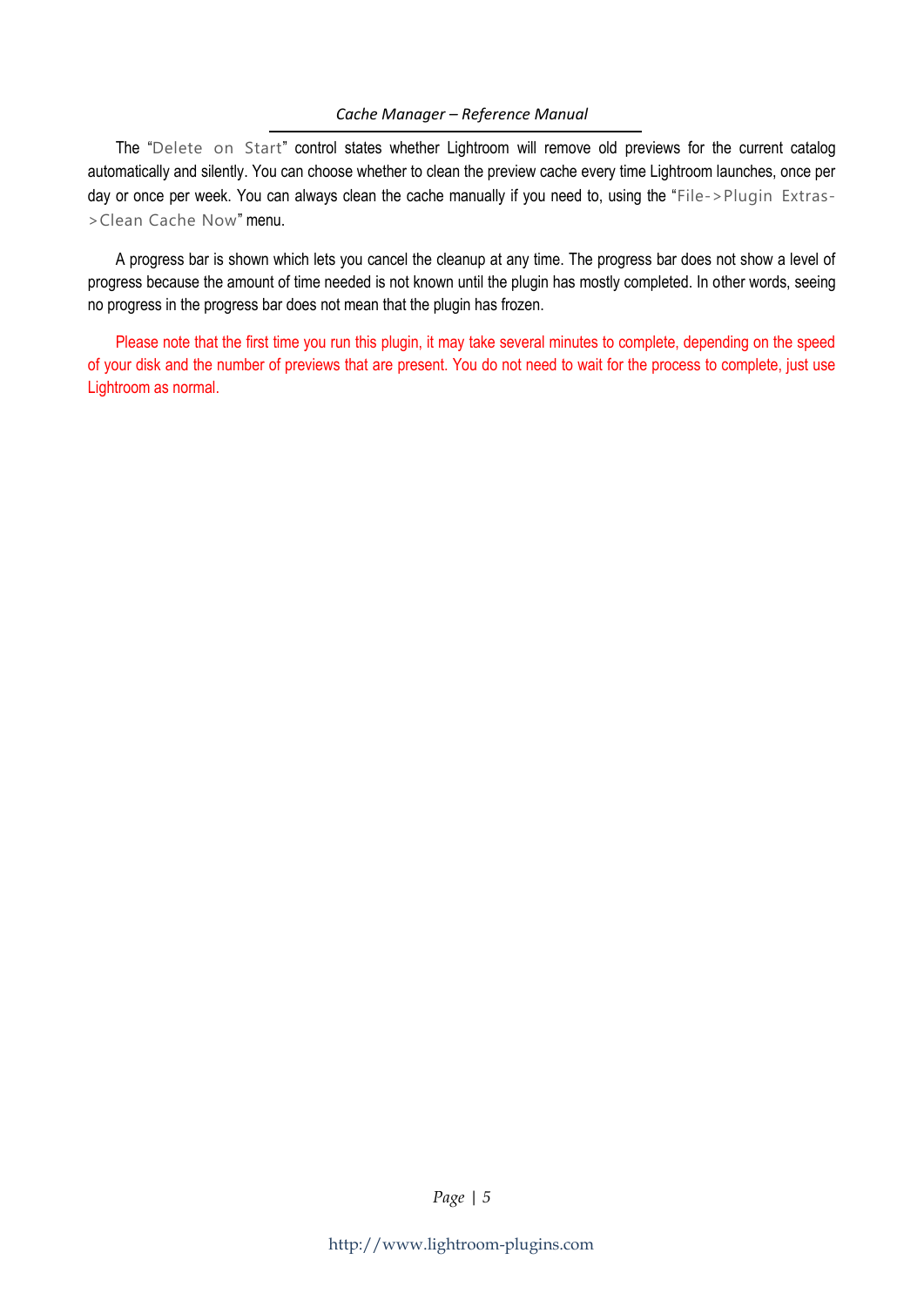The "Delete on Start" control states whether Lightroom will remove old previews for the current catalog automatically and silently. You can choose whether to clean the preview cache every time Lightroom launches, once per day or once per week. You can always clean the cache manually if you need to, using the "File->Plugin Extras->Clean Cache Now" menu.

A progress bar is shown which lets you cancel the cleanup at any time. The progress bar does not show a level of progress because the amount of time needed is not known until the plugin has mostly completed. In other words, seeing no progress in the progress bar does not mean that the plugin has frozen.

Please note that the first time you run this plugin, it may take several minutes to complete, depending on the speed of your disk and the number of previews that are present. You do not need to wait for the process to complete, just use Lightroom as normal.